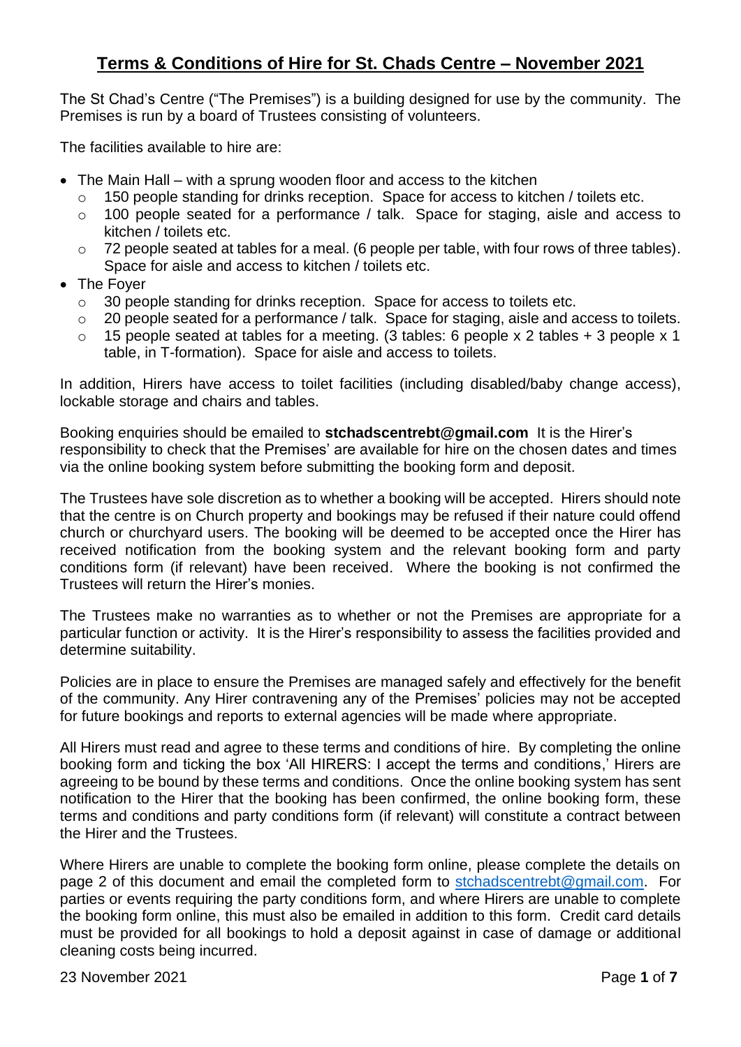# Terms & Conditions of Hire for St. Chads Centre – November 2021

The St Chad's Centre ("The Premises") is a building designed for use by the community. The Premises is run by a board of Trustees consisting of volunteers.

The facilities available to hire are:

- The Main Hall – with a sprung wooden floor and access to the kitchen
  - 150 people standing for drinks reception. Space for access to kitchen / toilets etc.
  - 100 people seated for a performance / talk. Space for staging, aisle and access to kitchen / toilets etc.
  - 72 people seated at tables for a meal. (6 people per table, with four rows of three tables). Space for aisle and access to kitchen / toilets etc.
- The Foyer
  - 30 people standing for drinks reception. Space for access to toilets etc.
  - 20 people seated for a performance / talk. Space for staging, aisle and access to toilets.
  - 15 people seated at tables for a meeting. (3 tables: 6 people x 2 tables + 3 people x 1 table, in T-formation). Space for aisle and access to toilets.

In addition, Hirers have access to toilet facilities (including disabled/baby change access), lockable storage and chairs and tables.

Booking enquiries should be emailed to **stchadscentrebt@gmail.com** It is the Hirer's responsibility to check that the Premises' are available for hire on the chosen dates and times via the online booking system before submitting the booking form and deposit.

The Trustees have sole discretion as to whether a booking will be accepted. Hirers should note that the centre is on Church property and bookings may be refused if their nature could offend church or churchyard users. The booking will be deemed to be accepted once the Hirer has received notification from the booking system and the relevant booking form and party conditions form (if relevant) have been received. Where the booking is not confirmed the Trustees will return the Hirer's monies.

The Trustees make no warranties as to whether or not the Premises are appropriate for a particular function or activity. It is the Hirer's responsibility to assess the facilities provided and determine suitability.

Policies are in place to ensure the Premises are managed safely and effectively for the benefit of the community. Any Hirer contravening any of the Premises' policies may not be accepted for future bookings and reports to external agencies will be made where appropriate.

All Hirers must read and agree to these terms and conditions of hire. By completing the online booking form and ticking the box 'All HIRERS: I accept the terms and conditions,' Hirers are agreeing to be bound by these terms and conditions. Once the online booking system has sent notification to the Hirer that the booking has been confirmed, the online booking form, these terms and conditions and party conditions form (if relevant) will constitute a contract between the Hirer and the Trustees.

Where Hirers are unable to complete the booking form online, please complete the details on page 2 of this document and email the completed form to stchadscentrebt@gmail.com. For parties or events requiring the party conditions form, and where Hirers are unable to complete the booking form online, this must also be emailed in addition to this form. Credit card details must be provided for all bookings to hold a deposit against in case of damage or additional cleaning costs being incurred.

23 November 2021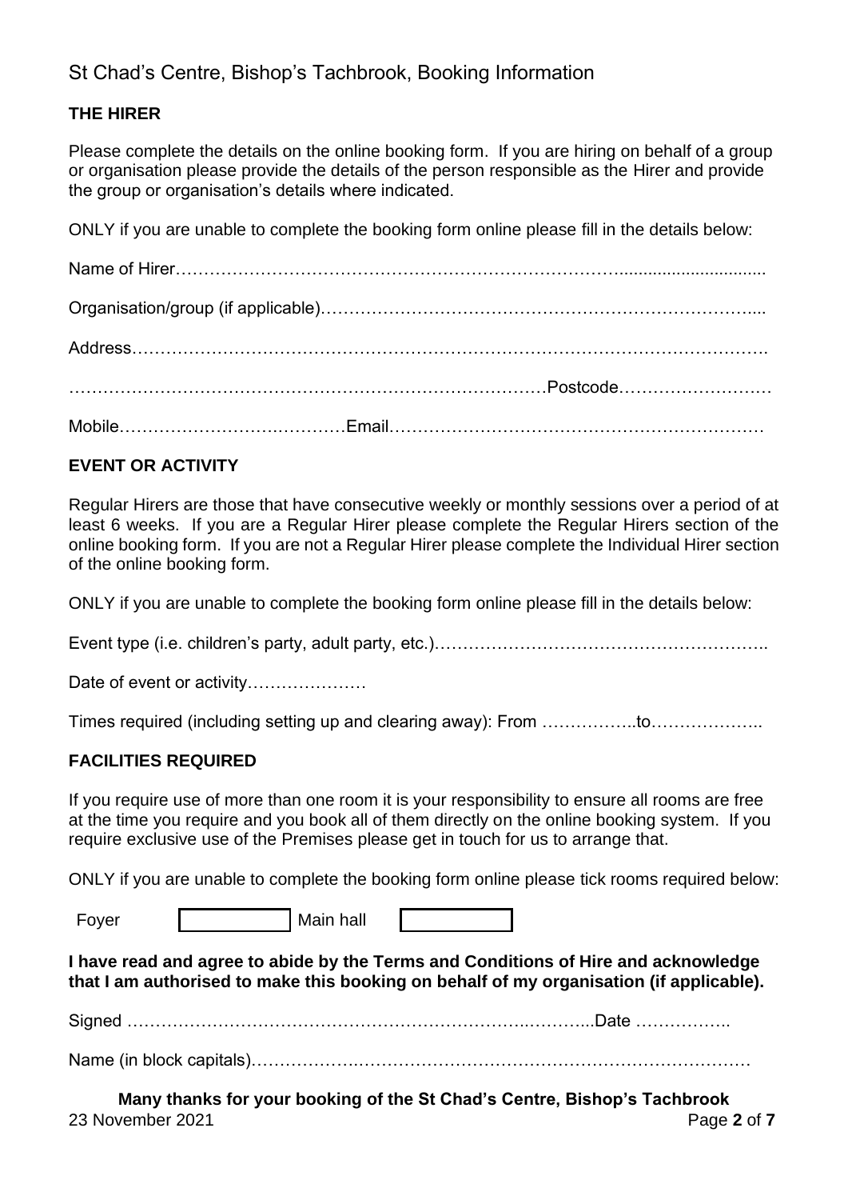# St Chad's Centre, Bishop's Tachbrook, Booking Information

## THE HIRER

Please complete the details on the online booking form. If you are hiring on behalf of a group or organisation please provide the details of the person responsible as the Hirer and provide the group or organisation's details where indicated.

ONLY if you are unable to complete the booking form online please fill in the details below:

Name of Hirer……………………………………………………………………...............................

Organisation/group (if applicable)……………………………………………………………….....

Address……………………………………………………………………………………………….

……………………………………………………………………………Postcode…………………….

Mobile……………………….…………Email…………………………………………………………

## EVENT OR ACTIVITY

Regular Hirers are those that have consecutive weekly or monthly sessions over a period of at least 6 weeks. If you are a Regular Hirer please complete the Regular Hirers section of the online booking form. If you are not a Regular Hirer please complete the Individual Hirer section of the online booking form.

ONLY if you are unable to complete the booking form online please fill in the details below:

Event type (i.e. children's party, adult party, etc.)…………………………………………………..

Date of event or activity…………………

Times required (including setting up and clearing away): From ……………..to………………..

## FACILITIES REQUIRED

If you require use of more than one room it is your responsibility to ensure all rooms are free at the time you require and you book all of them directly on the online booking system. If you require exclusive use of the Premises please get in touch for us to arrange that.

ONLY if you are unable to complete the booking form online please tick rooms required below:

Foyer ☐ Main hall ☐

**I have read and agree to abide by the Terms and Conditions of Hire and acknowledge that I am authorised to make this booking on behalf of my organisation (if applicable).**

Signed ………………………………………………………………..………...Date ……………..

Name (in block capitals)………………..……………………………………………………………

**Many thanks for your booking of the St Chad's Centre, Bishop's Tachbrook**

23 November 2021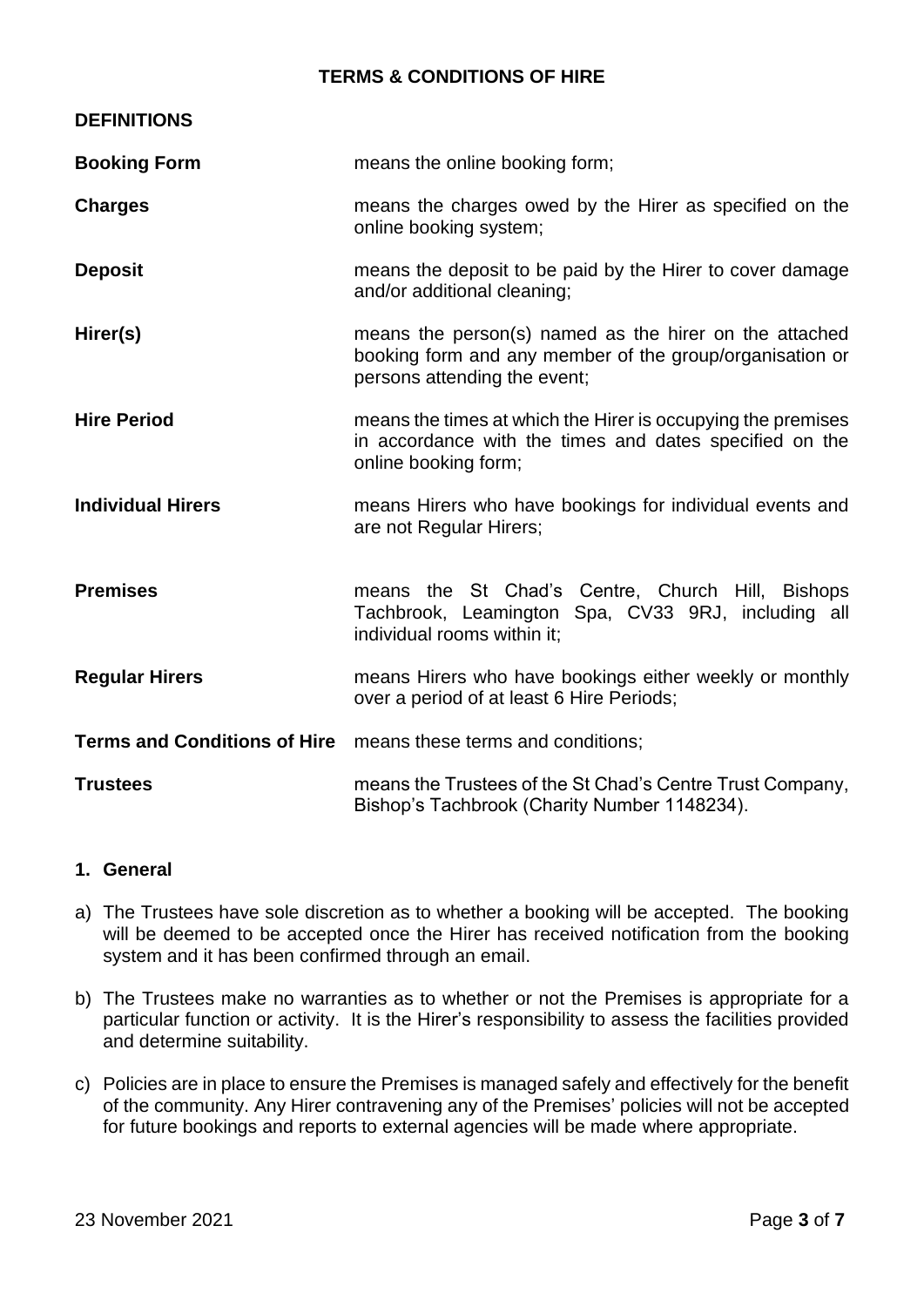# TERMS & CONDITIONS OF HIRE

## DEFINITIONS

| | |
|---|---|
| **Booking Form** | means the online booking form; |
| **Charges** | means the charges owed by the Hirer as specified on the online booking system; |
| **Deposit** | means the deposit to be paid by the Hirer to cover damage and/or additional cleaning; |
| **Hirer(s)** | means the person(s) named as the hirer on the attached booking form and any member of the group/organisation or persons attending the event; |
| **Hire Period** | means the times at which the Hirer is occupying the premises in accordance with the times and dates specified on the online booking form; |
| **Individual Hirers** | means Hirers who have bookings for individual events and are not Regular Hirers; |
| **Premises** | means the St Chad's Centre, Church Hill, Bishops Tachbrook, Leamington Spa, CV33 9RJ, including all individual rooms within it; |
| **Regular Hirers** | means Hirers who have bookings either weekly or monthly over a period of at least 6 Hire Periods; |
| **Terms and Conditions of Hire** | means these terms and conditions; |
| **Trustees** | means the Trustees of the St Chad's Centre Trust Company, Bishop's Tachbrook (Charity Number 1148234). |

## 1. General

a) The Trustees have sole discretion as to whether a booking will be accepted. The booking will be deemed to be accepted once the Hirer has received notification from the booking system and it has been confirmed through an email.

b) The Trustees make no warranties as to whether or not the Premises is appropriate for a particular function or activity. It is the Hirer's responsibility to assess the facilities provided and determine suitability.

c) Policies are in place to ensure the Premises is managed safely and effectively for the benefit of the community. Any Hirer contravening any of the Premises' policies will not be accepted for future bookings and reports to external agencies will be made where appropriate.

23 November 2021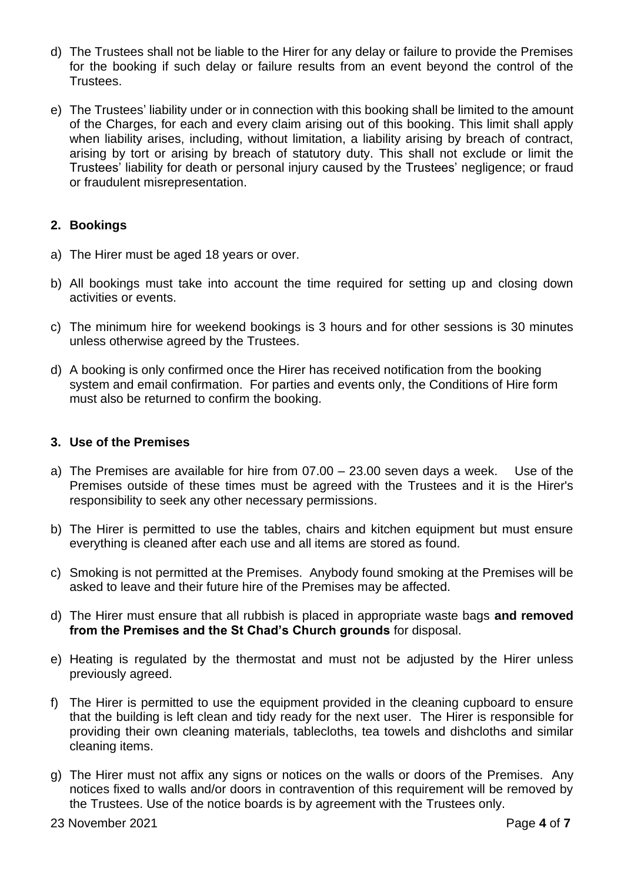d) The Trustees shall not be liable to the Hirer for any delay or failure to provide the Premises for the booking if such delay or failure results from an event beyond the control of the Trustees.

e) The Trustees' liability under or in connection with this booking shall be limited to the amount of the Charges, for each and every claim arising out of this booking. This limit shall apply when liability arises, including, without limitation, a liability arising by breach of contract, arising by tort or arising by breach of statutory duty. This shall not exclude or limit the Trustees' liability for death or personal injury caused by the Trustees' negligence; or fraud or fraudulent misrepresentation.

## 2. Bookings

a) The Hirer must be aged 18 years or over.

b) All bookings must take into account the time required for setting up and closing down activities or events.

c) The minimum hire for weekend bookings is 3 hours and for other sessions is 30 minutes unless otherwise agreed by the Trustees.

d) A booking is only confirmed once the Hirer has received notification from the booking system and email confirmation. For parties and events only, the Conditions of Hire form must also be returned to confirm the booking.

## 3. Use of the Premises

a) The Premises are available for hire from 07.00 – 23.00 seven days a week. Use of the Premises outside of these times must be agreed with the Trustees and it is the Hirer's responsibility to seek any other necessary permissions.

b) The Hirer is permitted to use the tables, chairs and kitchen equipment but must ensure everything is cleaned after each use and all items are stored as found.

c) Smoking is not permitted at the Premises. Anybody found smoking at the Premises will be asked to leave and their future hire of the Premises may be affected.

d) The Hirer must ensure that all rubbish is placed in appropriate waste bags **and removed from the Premises and the St Chad's Church grounds** for disposal.

e) Heating is regulated by the thermostat and must not be adjusted by the Hirer unless previously agreed.

f) The Hirer is permitted to use the equipment provided in the cleaning cupboard to ensure that the building is left clean and tidy ready for the next user. The Hirer is responsible for providing their own cleaning materials, tablecloths, tea towels and dishcloths and similar cleaning items.

g) The Hirer must not affix any signs or notices on the walls or doors of the Premises. Any notices fixed to walls and/or doors in contravention of this requirement will be removed by the Trustees. Use of the notice boards is by agreement with the Trustees only.

23 November 2021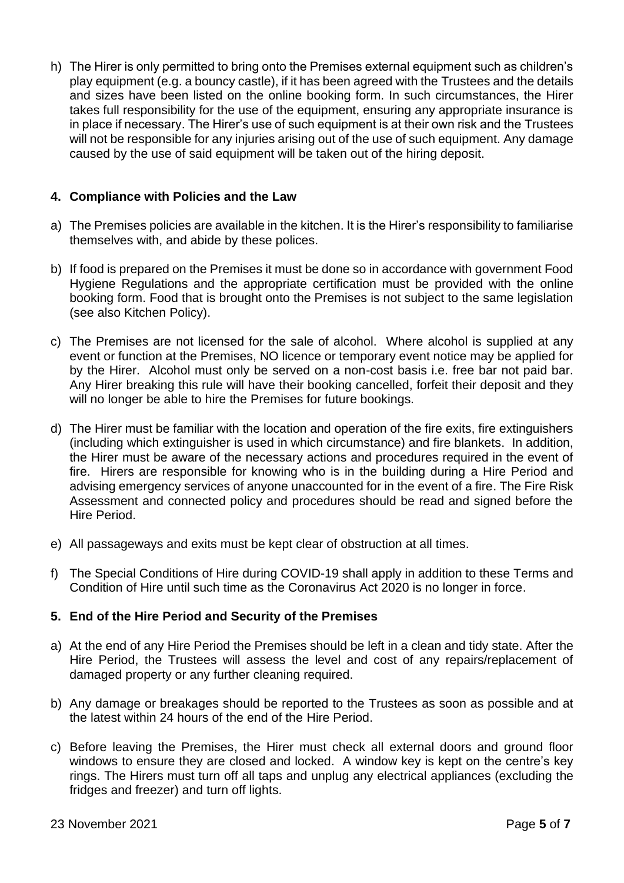h) The Hirer is only permitted to bring onto the Premises external equipment such as children's play equipment (e.g. a bouncy castle), if it has been agreed with the Trustees and the details and sizes have been listed on the online booking form. In such circumstances, the Hirer takes full responsibility for the use of the equipment, ensuring any appropriate insurance is in place if necessary. The Hirer's use of such equipment is at their own risk and the Trustees will not be responsible for any injuries arising out of the use of such equipment. Any damage caused by the use of said equipment will be taken out of the hiring deposit.

## 4. Compliance with Policies and the Law

a) The Premises policies are available in the kitchen. It is the Hirer's responsibility to familiarise themselves with, and abide by these polices.

b) If food is prepared on the Premises it must be done so in accordance with government Food Hygiene Regulations and the appropriate certification must be provided with the online booking form. Food that is brought onto the Premises is not subject to the same legislation (see also Kitchen Policy).

c) The Premises are not licensed for the sale of alcohol. Where alcohol is supplied at any event or function at the Premises, NO licence or temporary event notice may be applied for by the Hirer. Alcohol must only be served on a non-cost basis i.e. free bar not paid bar. Any Hirer breaking this rule will have their booking cancelled, forfeit their deposit and they will no longer be able to hire the Premises for future bookings.

d) The Hirer must be familiar with the location and operation of the fire exits, fire extinguishers (including which extinguisher is used in which circumstance) and fire blankets. In addition, the Hirer must be aware of the necessary actions and procedures required in the event of fire. Hirers are responsible for knowing who is in the building during a Hire Period and advising emergency services of anyone unaccounted for in the event of a fire. The Fire Risk Assessment and connected policy and procedures should be read and signed before the Hire Period.

e) All passageways and exits must be kept clear of obstruction at all times.

f) The Special Conditions of Hire during COVID-19 shall apply in addition to these Terms and Condition of Hire until such time as the Coronavirus Act 2020 is no longer in force.

## 5. End of the Hire Period and Security of the Premises

a) At the end of any Hire Period the Premises should be left in a clean and tidy state. After the Hire Period, the Trustees will assess the level and cost of any repairs/replacement of damaged property or any further cleaning required.

b) Any damage or breakages should be reported to the Trustees as soon as possible and at the latest within 24 hours of the end of the Hire Period.

c) Before leaving the Premises, the Hirer must check all external doors and ground floor windows to ensure they are closed and locked. A window key is kept on the centre's key rings. The Hirers must turn off all taps and unplug any electrical appliances (excluding the fridges and freezer) and turn off lights.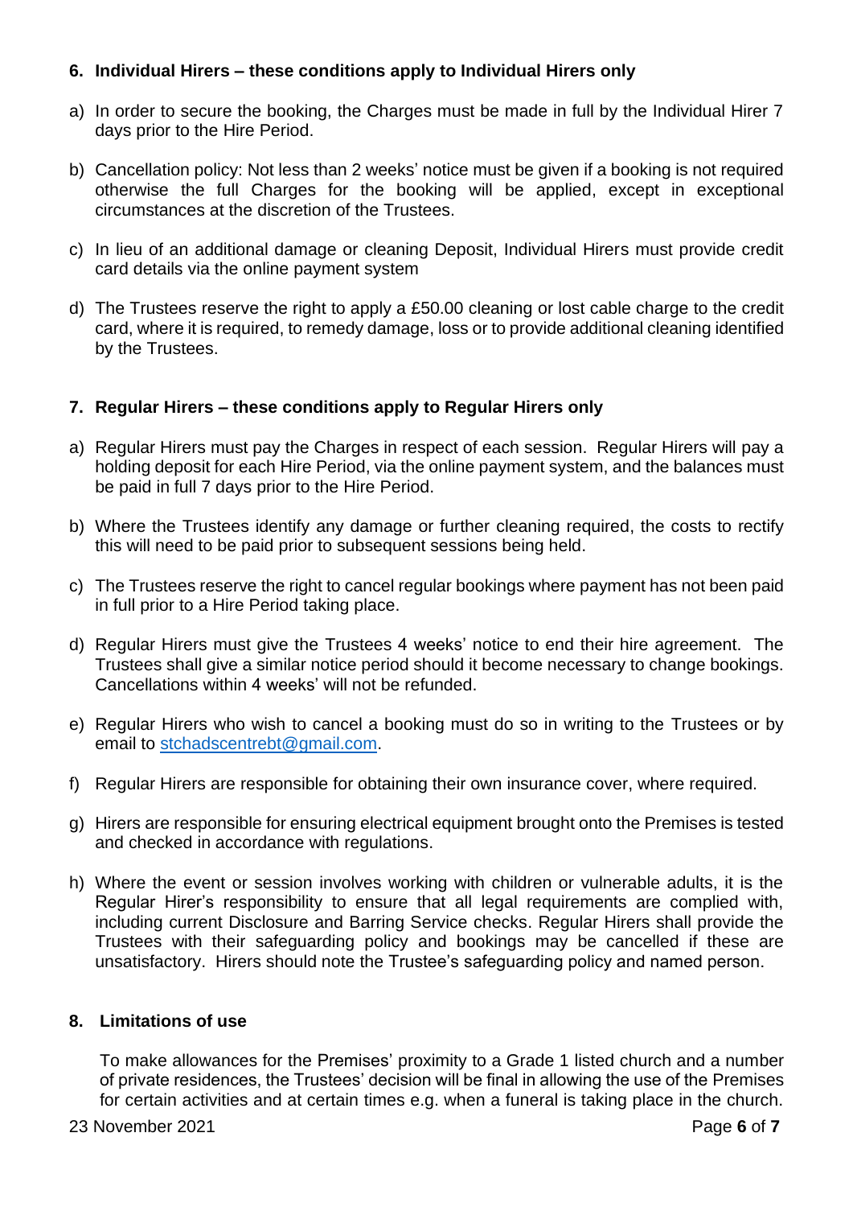**6. Individual Hirers – these conditions apply to Individual Hirers only**

a) In order to secure the booking, the Charges must be made in full by the Individual Hirer 7 days prior to the Hire Period.

b) Cancellation policy: Not less than 2 weeks' notice must be given if a booking is not required otherwise the full Charges for the booking will be applied, except in exceptional circumstances at the discretion of the Trustees.

c) In lieu of an additional damage or cleaning Deposit, Individual Hirers must provide credit card details via the online payment system

d) The Trustees reserve the right to apply a £50.00 cleaning or lost cable charge to the credit card, where it is required, to remedy damage, loss or to provide additional cleaning identified by the Trustees.

**7. Regular Hirers – these conditions apply to Regular Hirers only**

a) Regular Hirers must pay the Charges in respect of each session. Regular Hirers will pay a holding deposit for each Hire Period, via the online payment system, and the balances must be paid in full 7 days prior to the Hire Period.

b) Where the Trustees identify any damage or further cleaning required, the costs to rectify this will need to be paid prior to subsequent sessions being held.

c) The Trustees reserve the right to cancel regular bookings where payment has not been paid in full prior to a Hire Period taking place.

d) Regular Hirers must give the Trustees 4 weeks' notice to end their hire agreement. The Trustees shall give a similar notice period should it become necessary to change bookings. Cancellations within 4 weeks' will not be refunded.

e) Regular Hirers who wish to cancel a booking must do so in writing to the Trustees or by email to stchadscentrebt@gmail.com.

f) Regular Hirers are responsible for obtaining their own insurance cover, where required.

g) Hirers are responsible for ensuring electrical equipment brought onto the Premises is tested and checked in accordance with regulations.

h) Where the event or session involves working with children or vulnerable adults, it is the Regular Hirer's responsibility to ensure that all legal requirements are complied with, including current Disclosure and Barring Service checks. Regular Hirers shall provide the Trustees with their safeguarding policy and bookings may be cancelled if these are unsatisfactory. Hirers should note the Trustee's safeguarding policy and named person.

**8. Limitations of use**

To make allowances for the Premises' proximity to a Grade 1 listed church and a number of private residences, the Trustees' decision will be final in allowing the use of the Premises for certain activities and at certain times e.g. when a funeral is taking place in the church.

23 November 2021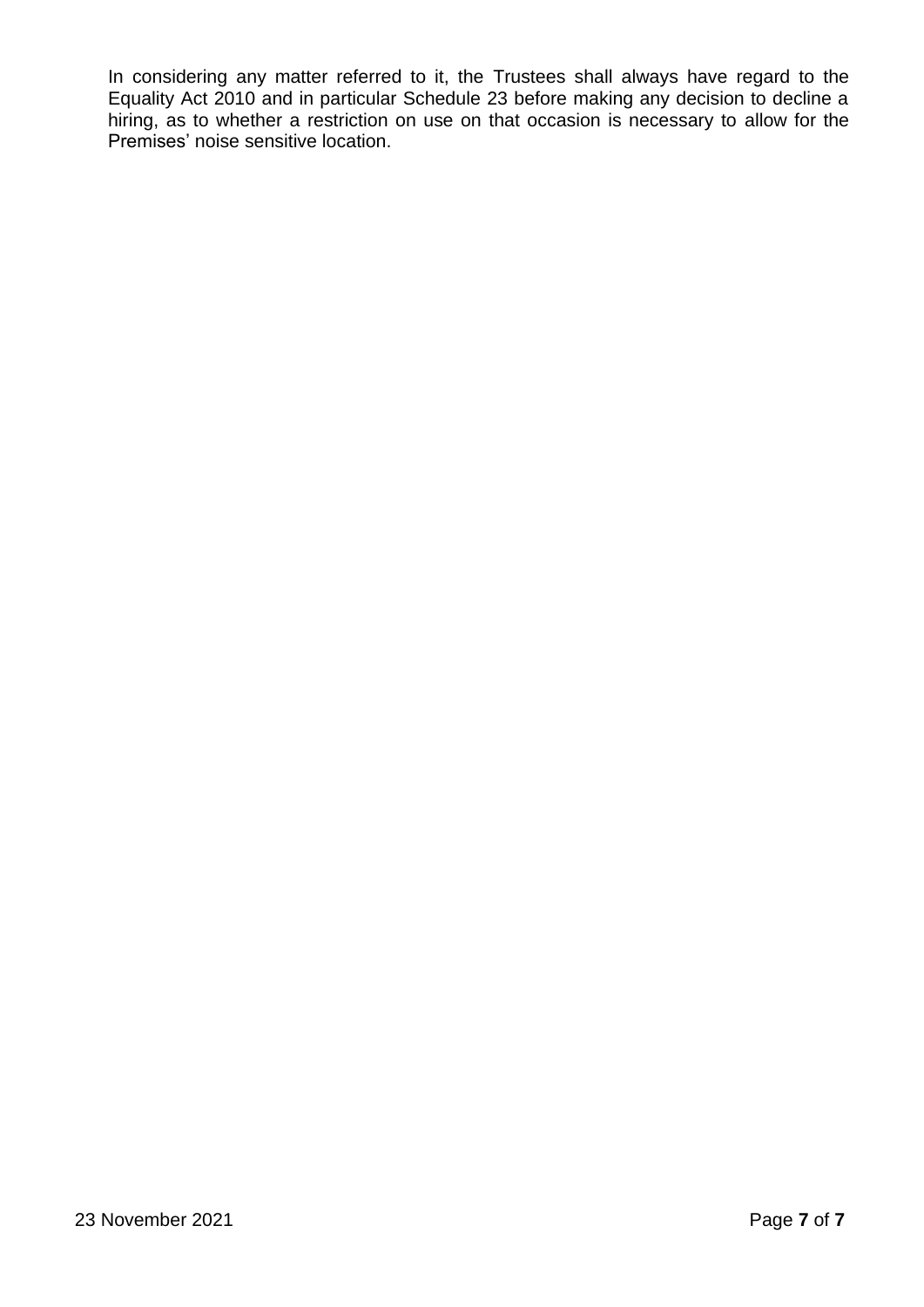In considering any matter referred to it, the Trustees shall always have regard to the Equality Act 2010 and in particular Schedule 23 before making any decision to decline a hiring, as to whether a restriction on use on that occasion is necessary to allow for the Premises' noise sensitive location.